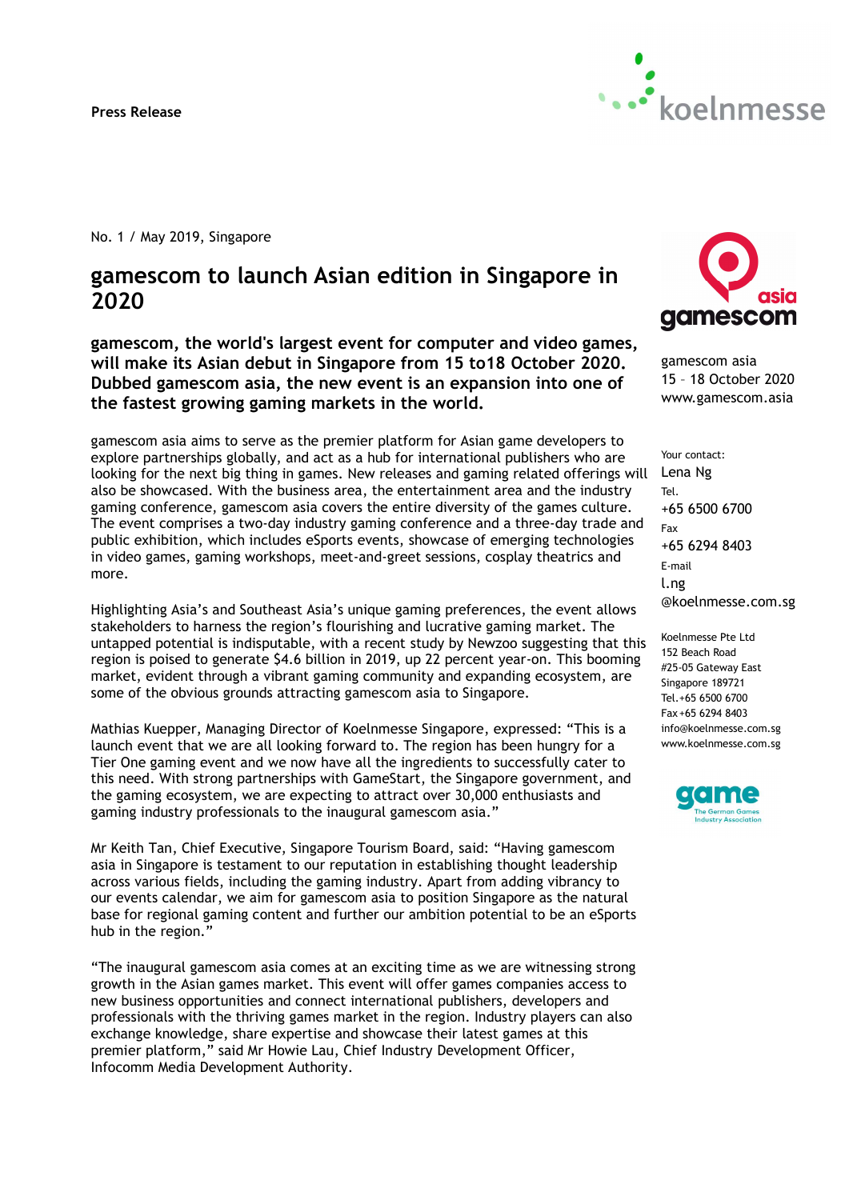**Press Release**

No. 1 / May 2019, Singapore

# gamescom to launch Asian edition in Singapore in 2020

**gamescom, the world's largest event for computer and video games, will make its Asian debut in Singapore from 15 to18 October 2020. Dubbed gamescom asia, the new event is an expansion into one of the fastest growing gaming markets in the world.**

gamescom asia aims to serve as the premier platform for Asian game developers to explore partnerships globally, and act as a hub for international publishers who are looking for the next big thing in games. New releases and gaming related offerings will also be showcased. With the business area, the entertainment area and the industry gaming conference, gamescom asia covers the entire diversity of the games culture. The event comprises a two-day industry gaming conference and a three-day trade and public exhibition, which includes eSports events, showcase of emerging technologies in video games, gaming workshops, meet-and-greet sessions, cosplay theatrics and more.

Highlighting Asia's and Southeast Asia's unique gaming preferences, the event allows stakeholders to harness the region's flourishing and lucrative gaming market. The untapped potential is indisputable, with a recent study by Newzoo suggesting that this region is poised to generate $4.6 billion in 2019, up 22 percent year-on. This booming market, evident through a vibrant gaming community and expanding ecosystem, are some of the obvious grounds attracting gamescom asia to Singapore.

Mathias Kuepper, Managing Director of Koelnmesse Singapore, expressed: "This is a launch event that we are all looking forward to. The region has been hungry for a Tier One gaming event and we now have all the ingredients to successfully cater to this need. With strong partnerships with GameStart, the Singapore government, and the gaming ecosystem, we are expecting to attract over 30,000 enthusiasts and gaming industry professionals to the inaugural gamescom asia."

Mr Keith Tan, Chief Executive, Singapore Tourism Board, said: "Having gamescom asia in Singapore is testament to our reputation in establishing thought leadership across various fields, including the gaming industry. Apart from adding vibrancy to our events calendar, we aim for gamescom asia to position Singapore as the natural base for regional gaming content and further our ambition potential to be an eSports hub in the region."

"The inaugural gamescom asia comes at an exciting time as we are witnessing strong growth in the Asian games market. This event will offer games companies access to new business opportunities and connect international publishers, developers and professionals with the thriving games market in the region. Industry players can also exchange knowledge, share expertise and showcase their latest games at this premier platform," said Mr Howie Lau, Chief Industry Development Officer, Infocomm Media Development Authority.

gamescom asia
15 – 18 October 2020
www.gamescom.asia

Your contact:
Lena Ng
Tel.
+65 6500 6700
Fax
+65 6294 8403
E-mail
l.ng@koelnmesse.com.sg

Koelnmesse Pte Ltd
152 Beach Road
#25-05 Gateway East
Singapore 189721
Tel.+65 6500 6700
Fax +65 6294 8403
info@koelnmesse.com.sg
www.koelnmesse.com.sg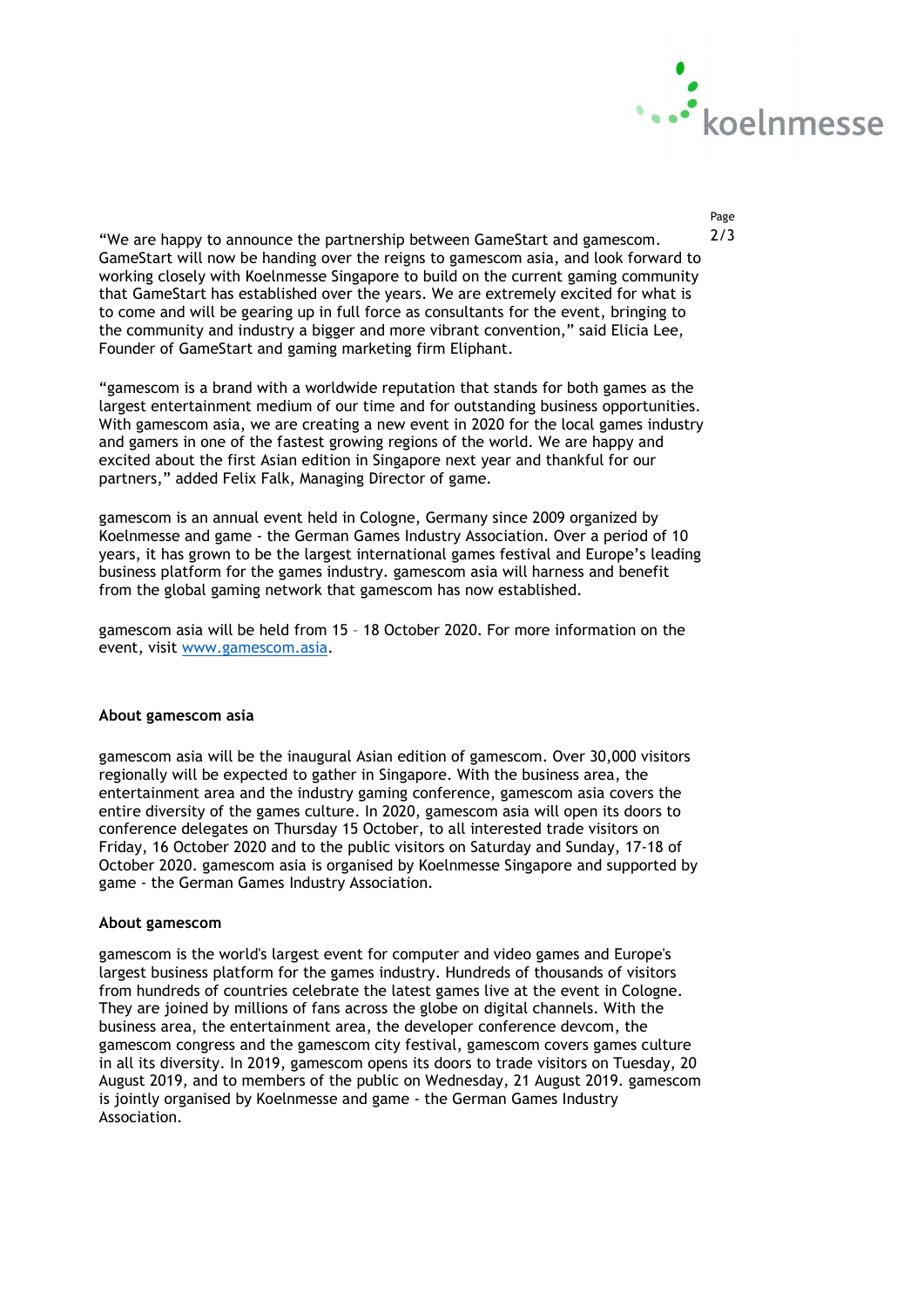"We are happy to announce the partnership between GameStart and gamescom. GameStart will now be handing over the reigns to gamescom asia, and look forward to working closely with Koelnmesse Singapore to build on the current gaming community that GameStart has established over the years. We are extremely excited for what is to come and will be gearing up in full force as consultants for the event, bringing to the community and industry a bigger and more vibrant convention," said Elicia Lee, Founder of GameStart and gaming marketing firm Eliphant.

"gamescom is a brand with a worldwide reputation that stands for both games as the largest entertainment medium of our time and for outstanding business opportunities. With gamescom asia, we are creating a new event in 2020 for the local games industry and gamers in one of the fastest growing regions of the world. We are happy and excited about the first Asian edition in Singapore next year and thankful for our partners," added Felix Falk, Managing Director of game.

gamescom is an annual event held in Cologne, Germany since 2009 organized by Koelnmesse and game - the German Games Industry Association. Over a period of 10 years, it has grown to be the largest international games festival and Europe's leading business platform for the games industry. gamescom asia will harness and benefit from the global gaming network that gamescom has now established.

gamescom asia will be held from 15 – 18 October 2020. For more information on the event, visit www.gamescom.asia.

**About gamescom asia**

gamescom asia will be the inaugural Asian edition of gamescom. Over 30,000 visitors regionally will be expected to gather in Singapore. With the business area, the entertainment area and the industry gaming conference, gamescom asia covers the entire diversity of the games culture. In 2020, gamescom asia will open its doors to conference delegates on Thursday 15 October, to all interested trade visitors on Friday, 16 October 2020 and to the public visitors on Saturday and Sunday, 17-18 of October 2020. gamescom asia is organised by Koelnmesse Singapore and supported by game - the German Games Industry Association.

**About gamescom**

gamescom is the world's largest event for computer and video games and Europe's largest business platform for the games industry. Hundreds of thousands of visitors from hundreds of countries celebrate the latest games live at the event in Cologne. They are joined by millions of fans across the globe on digital channels. With the business area, the entertainment area, the developer conference devcom, the gamescom congress and the gamescom city festival, gamescom covers games culture in all its diversity. In 2019, gamescom opens its doors to trade visitors on Tuesday, 20 August 2019, and to members of the public on Wednesday, 21 August 2019. gamescom is jointly organised by Koelnmesse and game - the German Games Industry Association.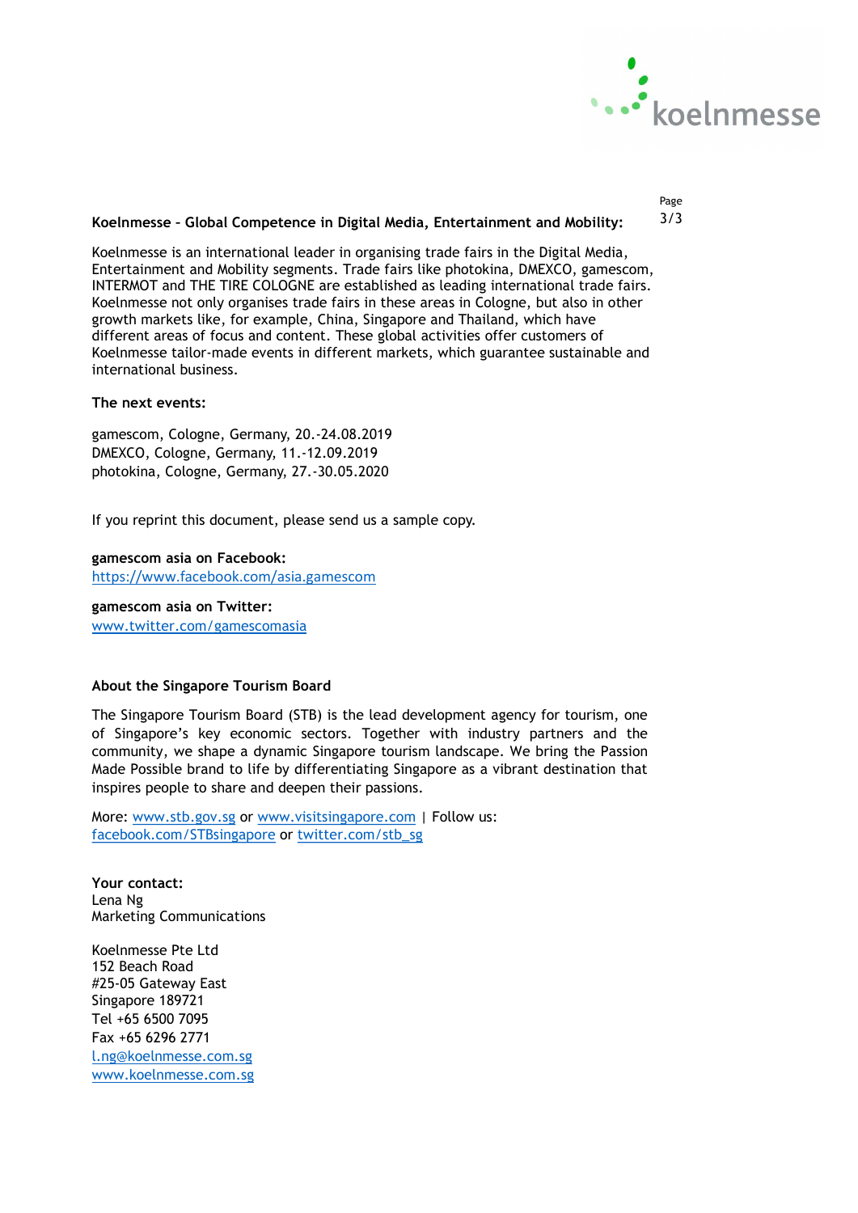**Koelnmesse – Global Competence in Digital Media, Entertainment and Mobility:**

Koelnmesse is an international leader in organising trade fairs in the Digital Media, Entertainment and Mobility segments. Trade fairs like photokina, DMEXCO, gamescom, INTERMOT and THE TIRE COLOGNE are established as leading international trade fairs. Koelnmesse not only organises trade fairs in these areas in Cologne, but also in other growth markets like, for example, China, Singapore and Thailand, which have different areas of focus and content. These global activities offer customers of Koelnmesse tailor-made events in different markets, which guarantee sustainable and international business.

**The next events:**

gamescom, Cologne, Germany, 20.-24.08.2019
DMEXCO, Cologne, Germany, 11.-12.09.2019
photokina, Cologne, Germany, 27.-30.05.2020

If you reprint this document, please send us a sample copy.

**gamescom asia on Facebook:**
https://www.facebook.com/asia.gamescom

**gamescom asia on Twitter:**
www.twitter.com/gamescomasia

**About the Singapore Tourism Board**

The Singapore Tourism Board (STB) is the lead development agency for tourism, one of Singapore's key economic sectors. Together with industry partners and the community, we shape a dynamic Singapore tourism landscape. We bring the Passion Made Possible brand to life by differentiating Singapore as a vibrant destination that inspires people to share and deepen their passions.

More: www.stb.gov.sg or www.visitsingapore.com | Follow us: facebook.com/STBsingapore or twitter.com/stb_sg

**Your contact:**
Lena Ng
Marketing Communications

Koelnmesse Pte Ltd
152 Beach Road
#25-05 Gateway East
Singapore 189721
Tel +65 6500 7095
Fax +65 6296 2771
l.ng@koelnmesse.com.sg
www.koelnmesse.com.sg